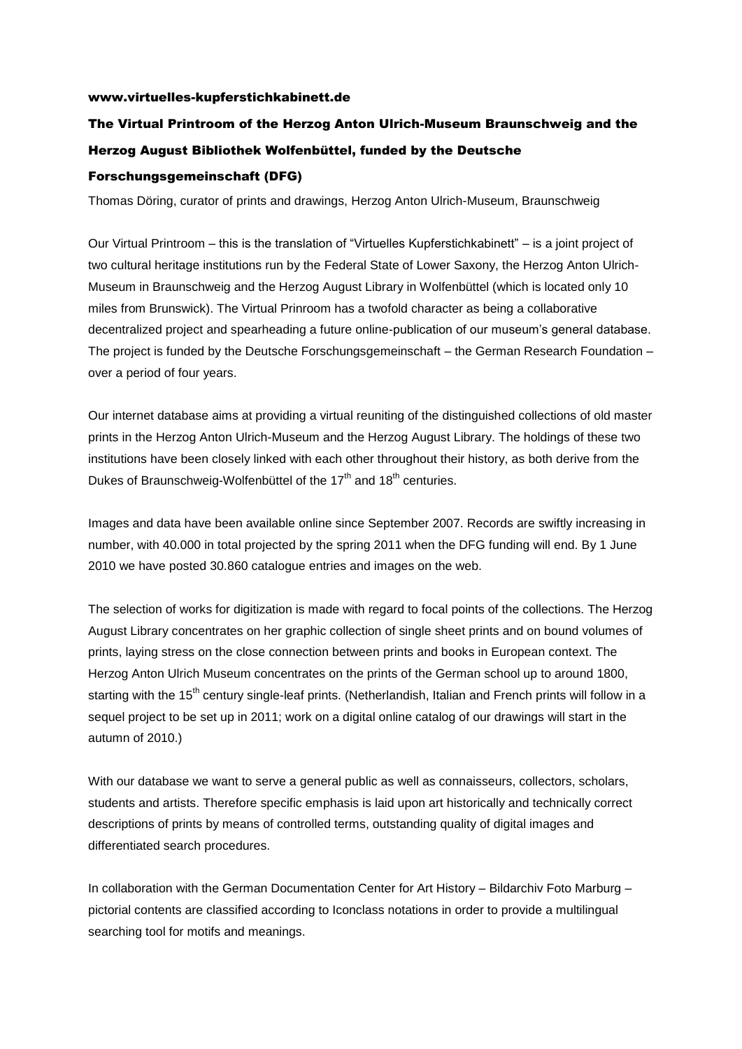www.virtuelles-kupferstichkabinett.de

# The Virtual Printroom of the Herzog Anton Ulrich-Museum Braunschweig and the Herzog August Bibliothek Wolfenbüttel, funded by the Deutsche Forschungsgemeinschaft (DFG)

Thomas Döring, curator of prints and drawings, Herzog Anton Ulrich-Museum, Braunschweig

Our Virtual Printroom – this is the translation of "Virtuelles Kupferstichkabinett" – is a joint project of two cultural heritage institutions run by the Federal State of Lower Saxony, the Herzog Anton Ulrich-Museum in Braunschweig and the Herzog August Library in Wolfenbüttel (which is located only 10 miles from Brunswick). The Virtual Prinroom has a twofold character as being a collaborative decentralized project and spearheading a future online-publication of our museum's general database. The project is funded by the Deutsche Forschungsgemeinschaft – the German Research Foundation – over a period of four years.

Our internet database aims at providing a virtual reuniting of the distinguished collections of old master prints in the Herzog Anton Ulrich-Museum and the Herzog August Library. The holdings of these two institutions have been closely linked with each other throughout their history, as both derive from the Dukes of Braunschweig-Wolfenbüttel of the 17th and 18th centuries.

Images and data have been available online since September 2007. Records are swiftly increasing in number, with 40.000 in total projected by the spring 2011 when the DFG funding will end. By 1 June 2010 we have posted 30.860 catalogue entries and images on the web.

The selection of works for digitization is made with regard to focal points of the collections. The Herzog August Library concentrates on her graphic collection of single sheet prints and on bound volumes of prints, laying stress on the close connection between prints and books in European context. The Herzog Anton Ulrich Museum concentrates on the prints of the German school up to around 1800, starting with the 15th century single-leaf prints. (Netherlandish, Italian and French prints will follow in a sequel project to be set up in 2011; work on a digital online catalog of our drawings will start in the autumn of 2010.)

With our database we want to serve a general public as well as connaisseurs, collectors, scholars, students and artists. Therefore specific emphasis is laid upon art historically and technically correct descriptions of prints by means of controlled terms, outstanding quality of digital images and differentiated search procedures.

In collaboration with the German Documentation Center for Art History – Bildarchiv Foto Marburg – pictorial contents are classified according to Iconclass notations in order to provide a multilingual searching tool for motifs and meanings.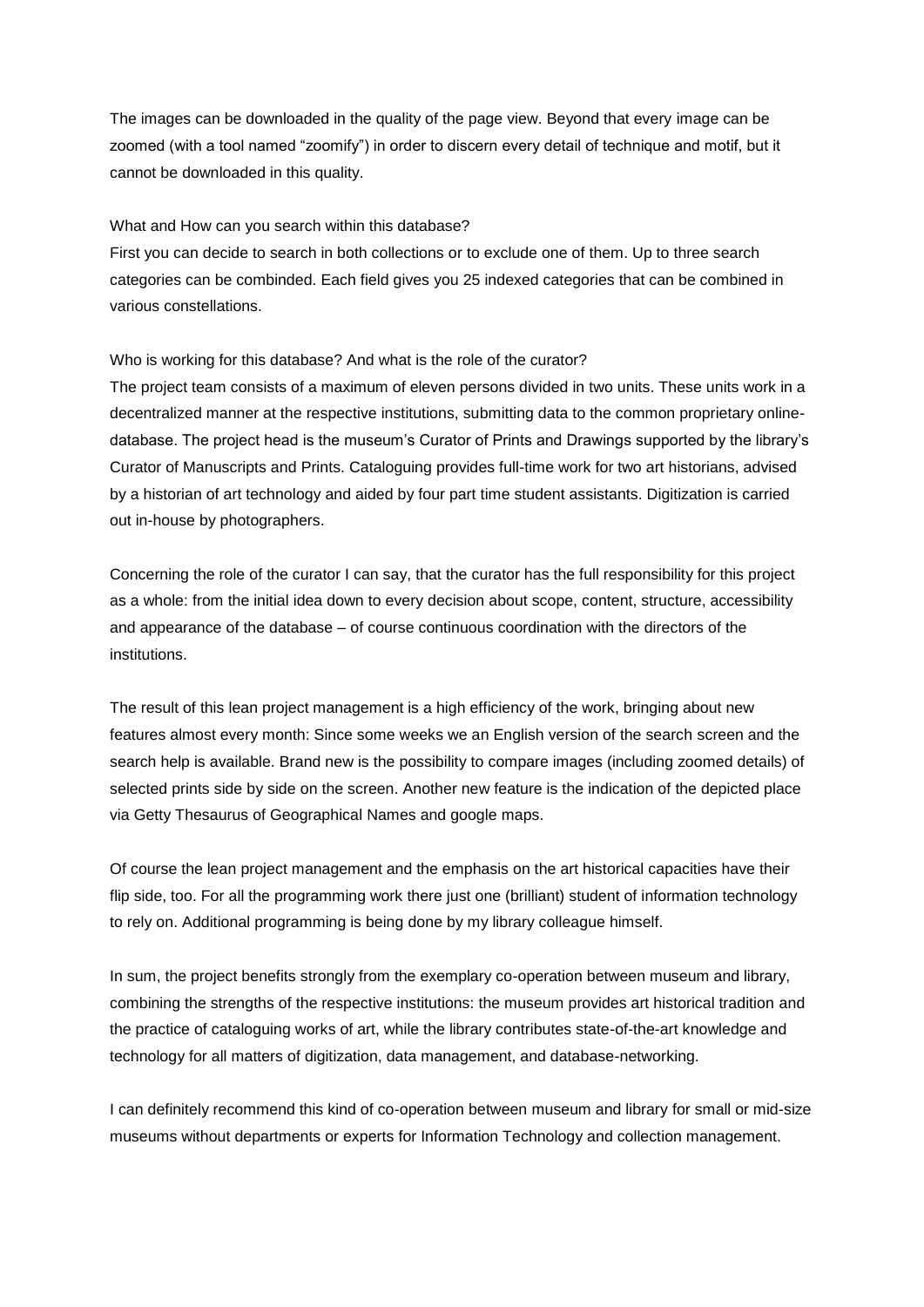The images can be downloaded in the quality of the page view. Beyond that every image can be zoomed (with a tool named "zoomify") in order to discern every detail of technique and motif, but it cannot be downloaded in this quality.

What and How can you search within this database?
First you can decide to search in both collections or to exclude one of them. Up to three search categories can be combinded. Each field gives you 25 indexed categories that can be combined in various constellations.

Who is working for this database? And what is the role of the curator?
The project team consists of a maximum of eleven persons divided in two units. These units work in a decentralized manner at the respective institutions, submitting data to the common proprietary online-database. The project head is the museum's Curator of Prints and Drawings supported by the library's Curator of Manuscripts and Prints. Cataloguing provides full-time work for two art historians, advised by a historian of art technology and aided by four part time student assistants. Digitization is carried out in-house by photographers.

Concerning the role of the curator I can say, that the curator has the full responsibility for this project as a whole: from the initial idea down to every decision about scope, content, structure, accessibility and appearance of the database – of course continuous coordination with the directors of the institutions.

The result of this lean project management is a high efficiency of the work, bringing about new features almost every month: Since some weeks we an English version of the search screen and the search help is available. Brand new is the possibility to compare images (including zoomed details) of selected prints side by side on the screen. Another new feature is the indication of the depicted place via Getty Thesaurus of Geographical Names and google maps.

Of course the lean project management and the emphasis on the art historical capacities have their flip side, too. For all the programming work there just one (brilliant) student of information technology to rely on. Additional programming is being done by my library colleague himself.

In sum, the project benefits strongly from the exemplary co-operation between museum and library, combining the strengths of the respective institutions: the museum provides art historical tradition and the practice of cataloguing works of art, while the library contributes state-of-the-art knowledge and technology for all matters of digitization, data management, and database-networking.

I can definitely recommend this kind of co-operation between museum and library for small or mid-size museums without departments or experts for Information Technology and collection management.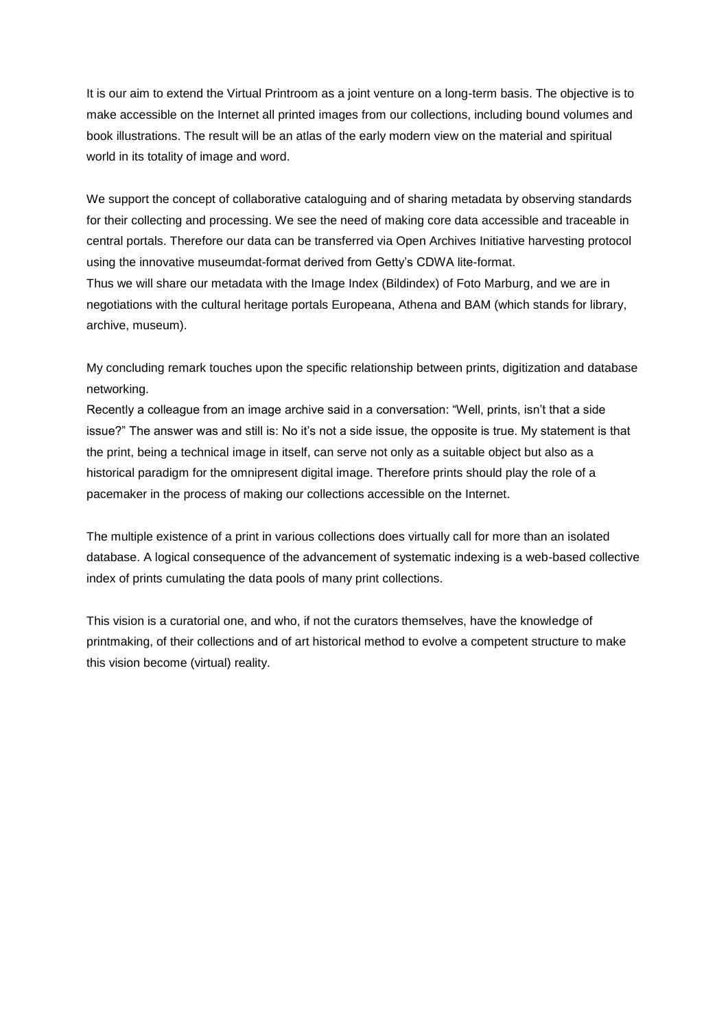It is our aim to extend the Virtual Printroom as a joint venture on a long-term basis. The objective is to make accessible on the Internet all printed images from our collections, including bound volumes and book illustrations. The result will be an atlas of the early modern view on the material and spiritual world in its totality of image and word.

We support the concept of collaborative cataloguing and of sharing metadata by observing standards for their collecting and processing. We see the need of making core data accessible and traceable in central portals. Therefore our data can be transferred via Open Archives Initiative harvesting protocol using the innovative museumdat-format derived from Getty's CDWA lite-format.
Thus we will share our metadata with the Image Index (Bildindex) of Foto Marburg, and we are in negotiations with the cultural heritage portals Europeana, Athena and BAM (which stands for library, archive, museum).

My concluding remark touches upon the specific relationship between prints, digitization and database networking.
Recently a colleague from an image archive said in a conversation: "Well, prints, isn't that a side issue?" The answer was and still is: No it's not a side issue, the opposite is true. My statement is that the print, being a technical image in itself, can serve not only as a suitable object but also as a historical paradigm for the omnipresent digital image. Therefore prints should play the role of a pacemaker in the process of making our collections accessible on the Internet.

The multiple existence of a print in various collections does virtually call for more than an isolated database. A logical consequence of the advancement of systematic indexing is a web-based collective index of prints cumulating the data pools of many print collections.

This vision is a curatorial one, and who, if not the curators themselves, have the knowledge of printmaking, of their collections and of art historical method to evolve a competent structure to make this vision become (virtual) reality.